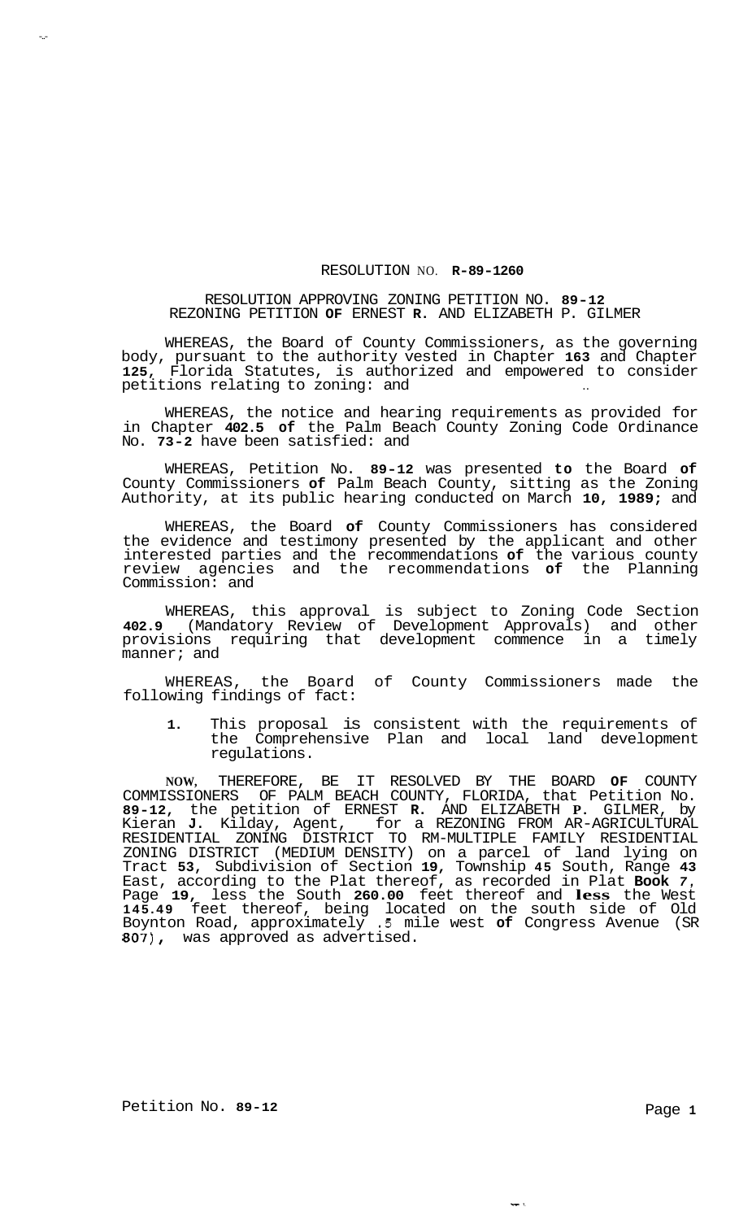# RESOLUTION NO. R-89-1260

## RESOLUTION APPROVING ZONING PETITION NO. 89-12
## REZONING PETITION OF ERNEST R. AND ELIZABETH P. GILMER

WHEREAS, the Board of County Commissioners, as the governing body, pursuant to the authority vested in Chapter 163 and Chapter 125, Florida Statutes, is authorized and empowered to consider petitions relating to zoning: and

WHEREAS, the notice and hearing requirements as provided for in Chapter 402.5 of the Palm Beach County Zoning Code Ordinance No. 73-2 have been satisfied: and

WHEREAS, Petition No. 89-12 was presented to the Board of County Commissioners of Palm Beach County, sitting as the Zoning Authority, at its public hearing conducted on March 10, 1989; and

WHEREAS, the Board of County Commissioners has considered the evidence and testimony presented by the applicant and other interested parties and the recommendations of the various county review agencies and the recommendations of the Planning Commission: and

WHEREAS, this approval is subject to Zoning Code Section 402.9 (Mandatory Review of Development Approvals) and other provisions requiring that development commence in a timely manner; and

WHEREAS, the Board of County Commissioners made the following findings of fact:

1. This proposal is consistent with the requirements of the Comprehensive Plan and local land development regulations.

NOW, THEREFORE, BE IT RESOLVED BY THE BOARD OF COUNTY COMMISSIONERS OF PALM BEACH COUNTY, FLORIDA, that Petition No. 89-12, the petition of ERNEST R. AND ELIZABETH P. GILMER, by Kieran J. Kilday, Agent, for a REZONING FROM AR-AGRICULTURAL RESIDENTIAL ZONING DISTRICT TO RM-MULTIPLE FAMILY RESIDENTIAL ZONING DISTRICT (MEDIUM DENSITY) on a parcel of land lying on Tract 53, Subdivision of Section 19, Township 45 South, Range 43 East, according to the Plat thereof, as recorded in Plat Book 7, Page 19, less the South 260.00 feet thereof and less the West 145.49 feet thereof, being located on the south side of Old Boynton Road, approximately .5 mile west of Congress Avenue (SR 807), was approved as advertised.

Petition No. 89-12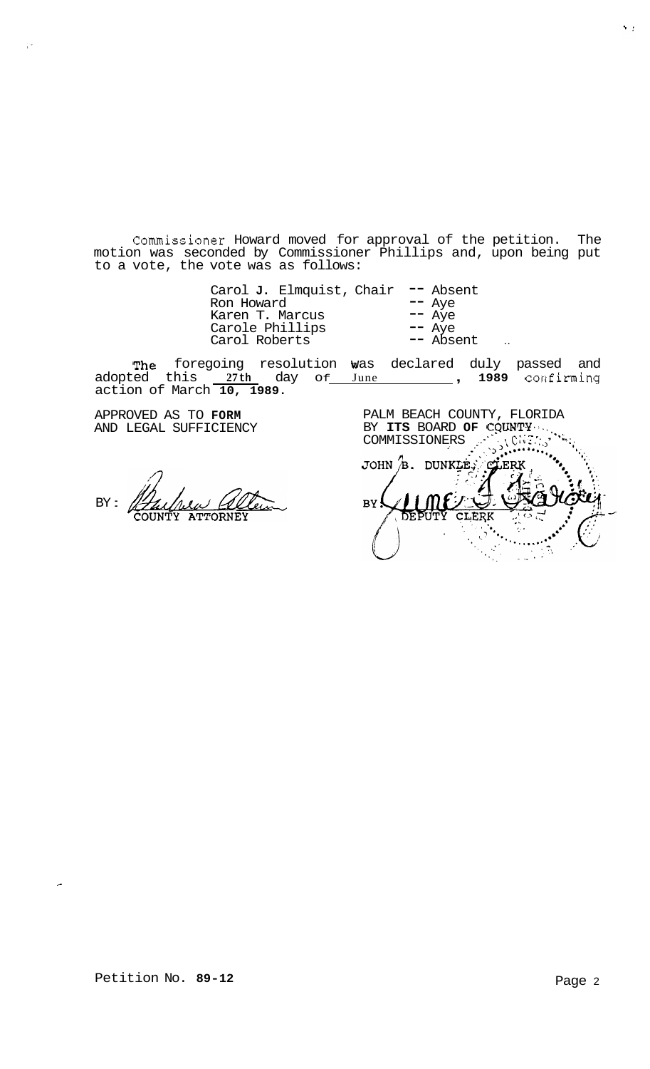Commissioner Howard moved for approval of the petition. The motion was seconded by Commissioner Phillips and, upon being put to a vote, the vote was as follows:

| | |
|---|---|
| Carol J. Elmquist, Chair | -- Absent |
| Ron Howard | -- Aye |
| Karen T. Marcus | -- Aye |
| Carole Phillips | -- Aye |
| Carol Roberts | -- Absent |

The foregoing resolution was declared duly passed and adopted this 27th day of June, 1989 confirming action of March 10, 1989.

APPROVED AS TO FORM AND LEGAL SUFFICIENCY

BY: COUNTY ATTORNEY

PALM BEACH COUNTY, FLORIDA BY ITS BOARD OF COUNTY COMMISSIONERS

JOHN B. DUNKLE, CLERK

BY: DEPUTY CLERK

Petition No. 89-12